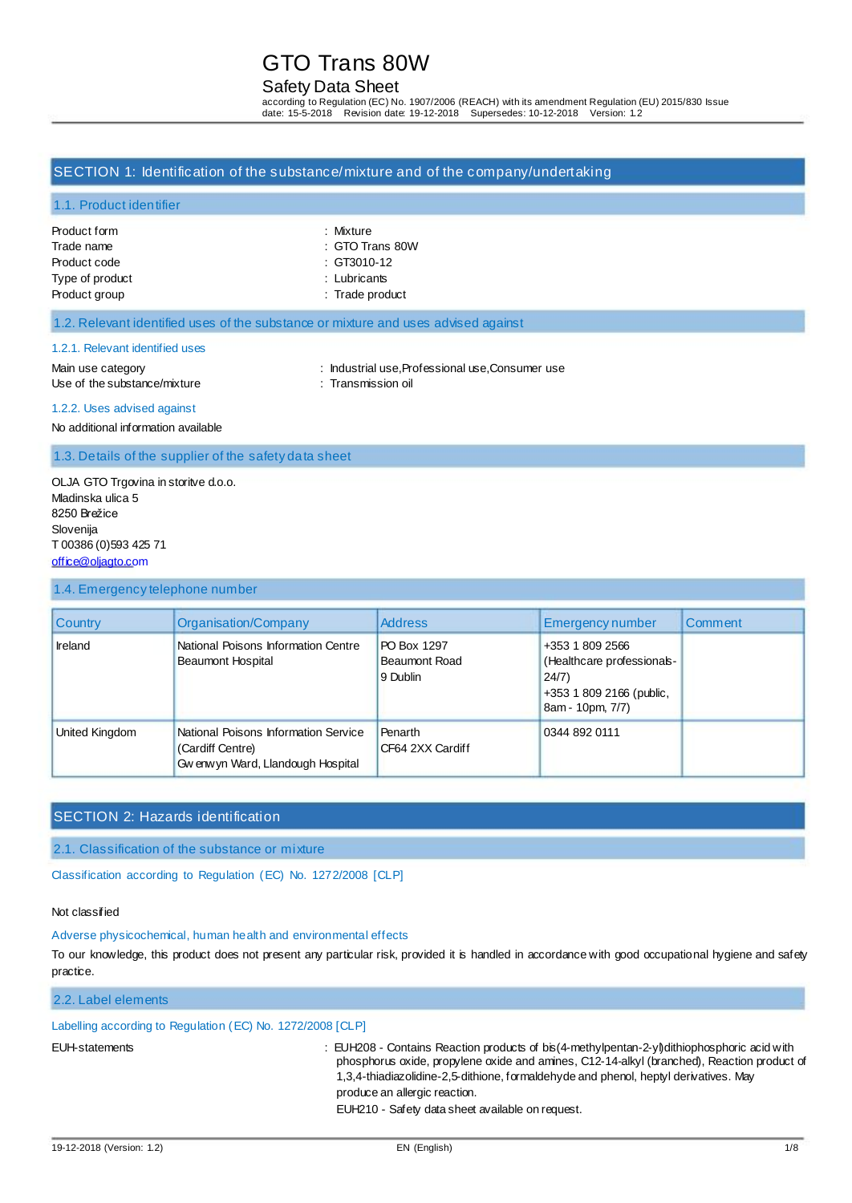# GTO Trans 80W

## Safety Data Sheet

according to Regulation (EC) No. 1907/2006 (REACH) with its amendment Regulation (EU) 2015/830 Issue date: 15-5-2018 Revision date: 19-12-2018 Supersedes: 10-12-2018 Version: 1.2

## SECTION 1: Identification of the substance/mixture and of the company/undertaking

### 1.1. Product identifier

Product form : Mixture
Trade name : GTO Trans 80W
Product code : GT3010-12
Type of product : Lubricants
Product group : Trade product

### 1.2. Relevant identified uses of the substance or mixture and uses advised against

#### 1.2.1. Relevant identified uses

Main use category : Industrial use,Professional use,Consumer use
Use of the substance/mixture : Transmission oil

#### 1.2.2. Uses advised against

No additional information available

### 1.3. Details of the supplier of the safety data sheet

OLJA GTO Trgovina in storitve d.o.o.
Mladinska ulica 5
8250 Brežice
Slovenija
T 00386 (0)593 425 71
office@oljagto.com

### 1.4. Emergency telephone number

| Country | Organisation/Company | Address | Emergency number | Comment |
|---|---|---|---|---|
| Ireland | National Poisons Information Centre Beaumont Hospital | PO Box 1297 Beaumont Road 9 Dublin | +353 1 809 2566 (Healthcare professionals-24/7) +353 1 809 2166 (public, 8am - 10pm, 7/7) | |
| United Kingdom | National Poisons Information Service (Cardiff Centre) Gwenwyn Ward, Llandough Hospital | Penarth CF64 2XX Cardiff | 0344 892 0111 | |

## SECTION 2: Hazards identification

### 2.1. Classification of the substance or mixture

Classification according to Regulation (EC) No. 1272/2008 [CLP]

Not classified

Adverse physicochemical, human health and environmental effects

To our knowledge, this product does not present any particular risk, provided it is handled in accordance with good occupational hygiene and safety practice.

### 2.2. Label elements

Labelling according to Regulation (EC) No. 1272/2008 [CLP]

EUH-statements : EUH208 - Contains Reaction products of bis(4-methylpentan-2-yl)dithiophosphoric acid with phosphorus oxide, propylene oxide and amines, C12-14-alkyl (branched), Reaction product of 1,3,4-thiadiazolidine-2,5-dithione, formaldehyde and phenol, heptyl derivatives. May produce an allergic reaction.
EUH210 - Safety data sheet available on request.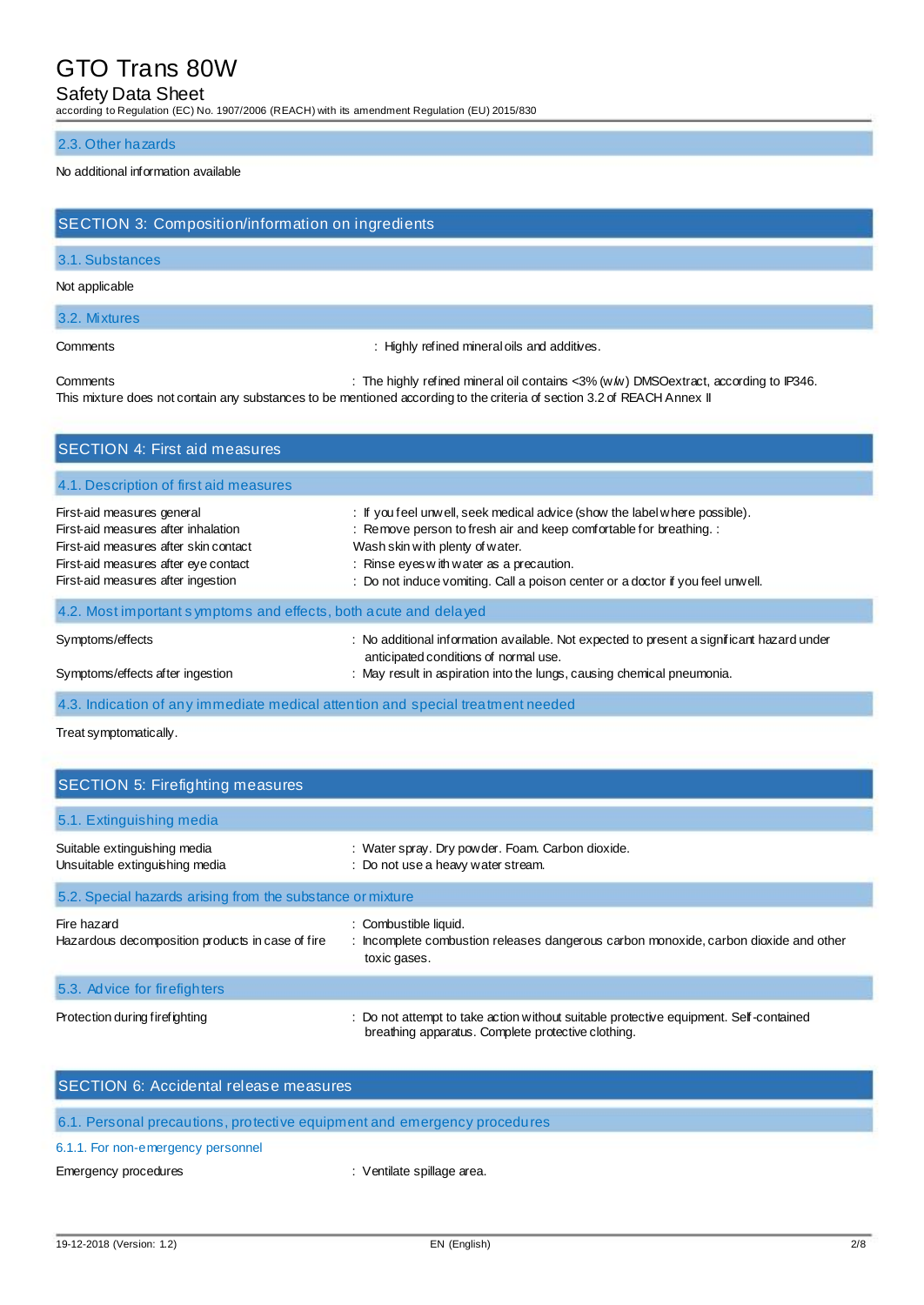### 2.3. Other hazards

No additional information available

## SECTION 3: Composition/information on ingredients

### 3.1. Substances

Not applicable

### 3.2. Mixtures

Comments : Highly refined mineral oils and additives.

Comments : The highly refined mineral oil contains <3% (w/w) DMSOextract, according to IP346.
This mixture does not contain any substances to be mentioned according to the criteria of section 3.2 of REACH Annex II

## SECTION 4: First aid measures

### 4.1. Description of first aid measures

First-aid measures general : If you feel unwell, seek medical advice (show the label where possible).
First-aid measures after inhalation : Remove person to fresh air and keep comfortable for breathing. :
First-aid measures after skin contact Wash skin with plenty of water.
First-aid measures after eye contact : Rinse eyes with water as a precaution.
First-aid measures after ingestion : Do not induce vomiting. Call a poison center or a doctor if you feel unwell.

### 4.2. Most important symptoms and effects, both acute and delayed

Symptoms/effects : No additional information available. Not expected to present a significant hazard under anticipated conditions of normal use.
Symptoms/effects after ingestion : May result in aspiration into the lungs, causing chemical pneumonia.

### 4.3. Indication of any immediate medical attention and special treatment needed

Treat symptomatically.

## SECTION 5: Firefighting measures

### 5.1. Extinguishing media

Suitable extinguishing media : Water spray. Dry powder. Foam. Carbon dioxide.
Unsuitable extinguishing media : Do not use a heavy water stream.

### 5.2. Special hazards arising from the substance or mixture

Fire hazard : Combustible liquid.
Hazardous decomposition products in case of fire : Incomplete combustion releases dangerous carbon monoxide, carbon dioxide and other toxic gases.

### 5.3. Advice for firefighters

Protection during firefighting : Do not attempt to take action without suitable protective equipment. Self-contained breathing apparatus. Complete protective clothing.

## SECTION 6: Accidental release measures

### 6.1. Personal precautions, protective equipment and emergency procedures

#### 6.1.1. For non-emergency personnel

Emergency procedures : Ventilate spillage area.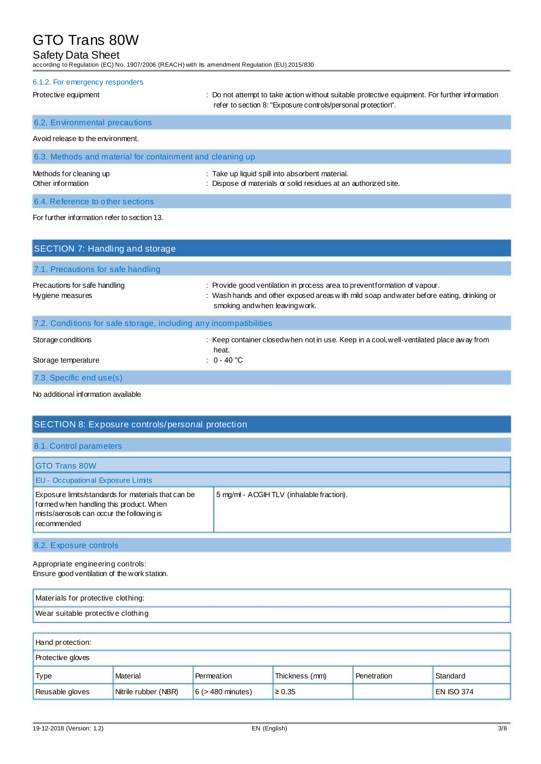#### 6.1.2. For emergency responders

Protective equipment : Do not attempt to take action without suitable protective equipment. For further information refer to section 8: "Exposure controls/personal protection".

### 6.2. Environmental precautions

Avoid release to the environment.

### 6.3. Methods and material for containment and cleaning up

Methods for cleaning up : Take up liquid spill into absorbent material.

Other information : Dispose of materials or solid residues at an authorized site.

### 6.4. Reference to other sections

For further information refer to section 13.

## SECTION 7: Handling and storage

### 7.1. Precautions for safe handling

Precautions for safe handling : Provide good ventilation in process area to prevent formation of vapour.

Hygiene measures : Wash hands and other exposed areas with mild soap and water before eating, drinking or smoking and when leaving work.

### 7.2. Conditions for safe storage, including any incompatibilities

Storage conditions : Keep container closed when not in use. Keep in a cool, well-ventilated place away from heat.

Storage temperature : 0 - 40 °C

### 7.3. Specific end use(s)

No additional information available

## SECTION 8: Exposure controls/personal protection

### 8.1. Control parameters

| GTO Trans 80W | |
|---|---|
| EU - Occupational Exposure Limits | |
| Exposure limits/standards for materials that can be formed when handling this product. When mists/aerosols can occur the following is recommended | 5 mg/ml - ACGIH TLV (inhalable fraction). |

### 8.2. Exposure controls

Appropriate engineering controls:
Ensure good ventilation of the work station.

| Materials for protective clothing: |
|---|
| Wear suitable protective clothing |

| Hand protection: | | | | | |
|---|---|---|---|---|---|
| Protective gloves | | | | | |
| Type | Material | Permeation | Thickness (mm) | Penetration | Standard |
| Reusable gloves | Nitrile rubber (NBR) | 6 (> 480 minutes) | ≥ 0.35 | | EN ISO 374 |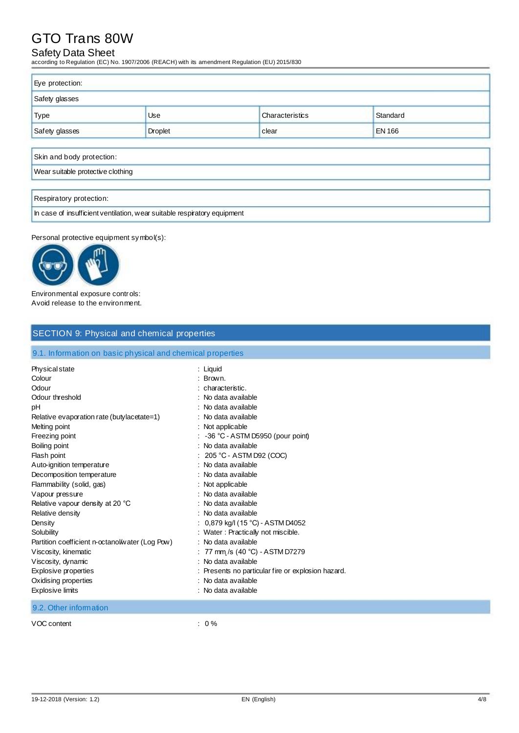| Eye protection: | | | |
|---|---|---|---|
| Safety glasses | | | |
| Type | Use | Characteristics | Standard |
| Safety glasses | Droplet | clear | EN 166 |

| Skin and body protection: |
|---|
| Wear suitable protective clothing |

| Respiratory protection: |
|---|
| In case of insufficient ventilation, wear suitable respiratory equipment |

Personal protective equipment symbol(s):

Environmental exposure controls:
Avoid release to the environment.

## SECTION 9: Physical and chemical properties

### 9.1. Information on basic physical and chemical properties

| | |
|---|---|
| Physical state | : Liquid |
| Colour | : Brown. |
| Odour | : characteristic. |
| Odour threshold | : No data available |
| pH | : No data available |
| Relative evaporation rate (butylacetate=1) | : No data available |
| Melting point | : Not applicable |
| Freezing point | : -36 °C - ASTM D5950 (pour point) |
| Boiling point | : No data available |
| Flash point | : 205 °C - ASTM D92 (COC) |
| Auto-ignition temperature | : No data available |
| Decomposition temperature | : No data available |
| Flammability (solid, gas) | : Not applicable |
| Vapour pressure | : No data available |
| Relative vapour density at 20 °C | : No data available |
| Relative density | : No data available |
| Density | : 0,879 kg/l (15 °C) - ASTM D4052 |
| Solubility | : Water : Practically not miscible. |
| Partition coefficient n-octanol/water (Log Pow) | : No data available |
| Viscosity, kinematic | : 77 mm²/s (40 °C) - ASTM D7279 |
| Viscosity, dynamic | : No data available |
| Explosive properties | : Presents no particular fire or explosion hazard. |
| Oxidising properties | : No data available |
| Explosive limits | : No data available |

### 9.2. Other information

| | |
|---|---|
| VOC content | : 0 % |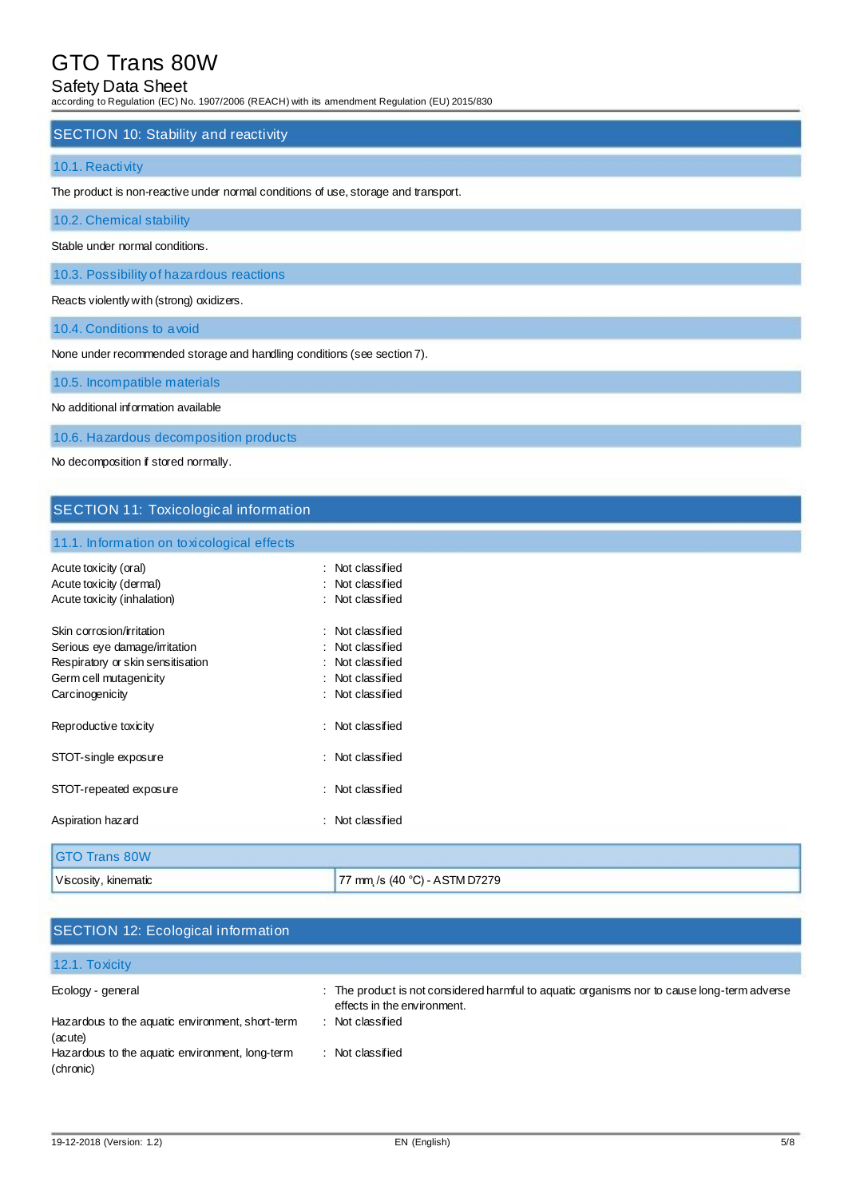## SECTION 10: Stability and reactivity

### 10.1. Reactivity

The product is non-reactive under normal conditions of use, storage and transport.

### 10.2. Chemical stability

Stable under normal conditions.

### 10.3. Possibility of hazardous reactions

Reacts violently with (strong) oxidizers.

### 10.4. Conditions to avoid

None under recommended storage and handling conditions (see section 7).

### 10.5. Incompatible materials

No additional information available

### 10.6. Hazardous decomposition products

No decomposition if stored normally.

## SECTION 11: Toxicological information

### 11.1. Information on toxicological effects

Acute toxicity (oral) : Not classified
Acute toxicity (dermal) : Not classified
Acute toxicity (inhalation) : Not classified

Skin corrosion/irritation : Not classified
Serious eye damage/irritation : Not classified
Respiratory or skin sensitisation : Not classified
Germ cell mutagenicity : Not classified
Carcinogenicity : Not classified

Reproductive toxicity : Not classified

STOT-single exposure : Not classified

STOT-repeated exposure : Not classified

Aspiration hazard : Not classified

| GTO Trans 80W | |
|---|---|
| Viscosity, kinematic | 77 mm²/s (40 °C) - ASTM D7279 |

## SECTION 12: Ecological information

### 12.1. Toxicity

Ecology - general : The product is not considered harmful to aquatic organisms nor to cause long-term adverse effects in the environment.
Hazardous to the aquatic environment, short-term (acute) : Not classified
Hazardous to the aquatic environment, long-term (chronic) : Not classified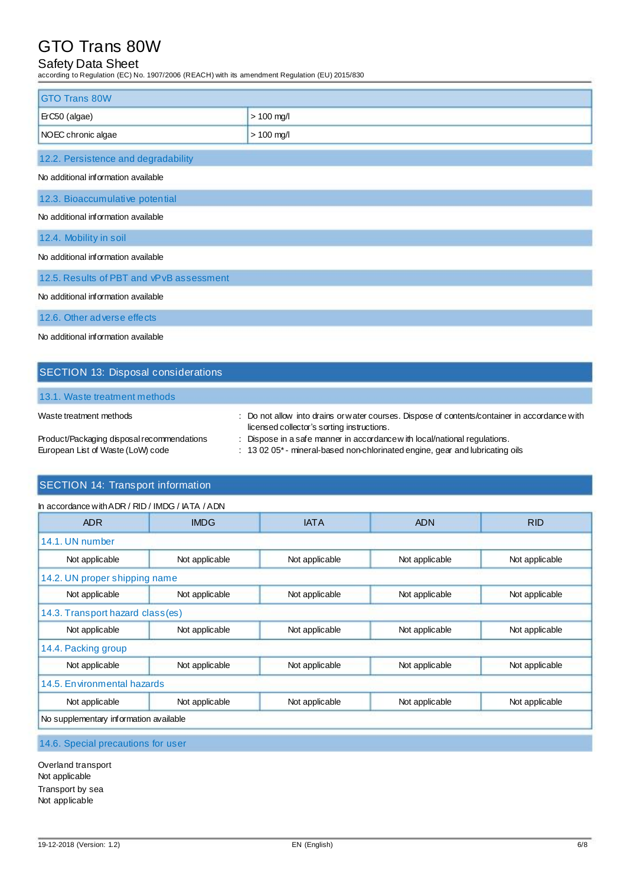| GTO Trans 80W | |
|---|---|
| ErC50 (algae) | > 100 mg/l |
| NOEC chronic algae | > 100 mg/l |

### 12.2. Persistence and degradability

No additional information available

### 12.3. Bioaccumulative potential

No additional information available

### 12.4. Mobility in soil

No additional information available

### 12.5. Results of PBT and vPvB assessment

No additional information available

### 12.6. Other adverse effects

No additional information available

## SECTION 13: Disposal considerations

### 13.1. Waste treatment methods

Waste treatment methods : Do not allow into drains or water courses. Dispose of contents/container in accordance with licensed collector's sorting instructions.

Product/Packaging disposal recommendations : Dispose in a safe manner in accordance with local/national regulations.

European List of Waste (LoW) code : 13 02 05* - mineral-based non-chlorinated engine, gear and lubricating oils

## SECTION 14: Transport information

In accordance with ADR / RID / IMDG / IATA / ADN

| ADR | IMDG | IATA | ADN | RID |
|---|---|---|---|---|
| **14.1. UN number** | | | | |
| Not applicable | Not applicable | Not applicable | Not applicable | Not applicable |
| **14.2. UN proper shipping name** | | | | |
| Not applicable | Not applicable | Not applicable | Not applicable | Not applicable |
| **14.3. Transport hazard class(es)** | | | | |
| Not applicable | Not applicable | Not applicable | Not applicable | Not applicable |
| **14.4. Packing group** | | | | |
| Not applicable | Not applicable | Not applicable | Not applicable | Not applicable |
| **14.5. Environmental hazards** | | | | |
| Not applicable | Not applicable | Not applicable | Not applicable | Not applicable |
| No supplementary information available | | | | |

### 14.6. Special precautions for user

Overland transport
Not applicable
Transport by sea
Not applicable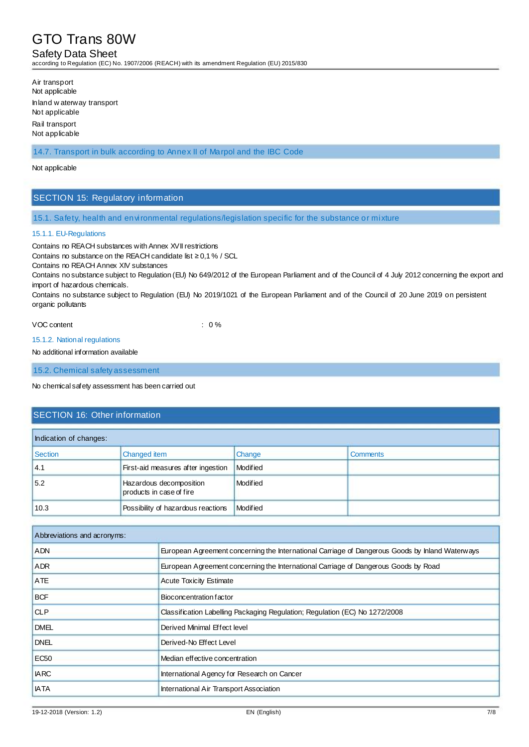Air transport
Not applicable

Inland waterway transport
Not applicable

Rail transport
Not applicable

### 14.7. Transport in bulk according to Annex II of Marpol and the IBC Code

Not applicable

## SECTION 15: Regulatory information

### 15.1. Safety, health and environmental regulations/legislation specific for the substance or mixture

#### 15.1.1. EU-Regulations

Contains no REACH substances with Annex XVII restrictions
Contains no substance on the REACH candidate list ≥ 0,1 % / SCL
Contains no REACH Annex XIV substances
Contains no substance subject to Regulation (EU) No 649/2012 of the European Parliament and of the Council of 4 July 2012 concerning the export and import of hazardous chemicals.
Contains no substance subject to Regulation (EU) No 2019/1021 of the European Parliament and of the Council of 20 June 2019 on persistent organic pollutants

VOC content : 0 %

#### 15.1.2. National regulations

No additional information available

### 15.2. Chemical safety assessment

No chemical safety assessment has been carried out

## SECTION 16: Other information

| Indication of changes: | | | |
|---|---|---|---|
| Section | Changed item | Change | Comments |
| 4.1 | First-aid measures after ingestion | Modified | |
| 5.2 | Hazardous decomposition products in case of fire | Modified | |
| 10.3 | Possibility of hazardous reactions | Modified | |

| Abbreviations and acronyms: | |
|---|---|
| ADN | European Agreement concerning the International Carriage of Dangerous Goods by Inland Waterways |
| ADR | European Agreement concerning the International Carriage of Dangerous Goods by Road |
| ATE | Acute Toxicity Estimate |
| BCF | Bioconcentration factor |
| CLP | Classification Labelling Packaging Regulation; Regulation (EC) No 1272/2008 |
| DMEL | Derived Minimal Effect level |
| DNEL | Derived-No Effect Level |
| EC50 | Median effective concentration |
| IARC | International Agency for Research on Cancer |
| IATA | International Air Transport Association |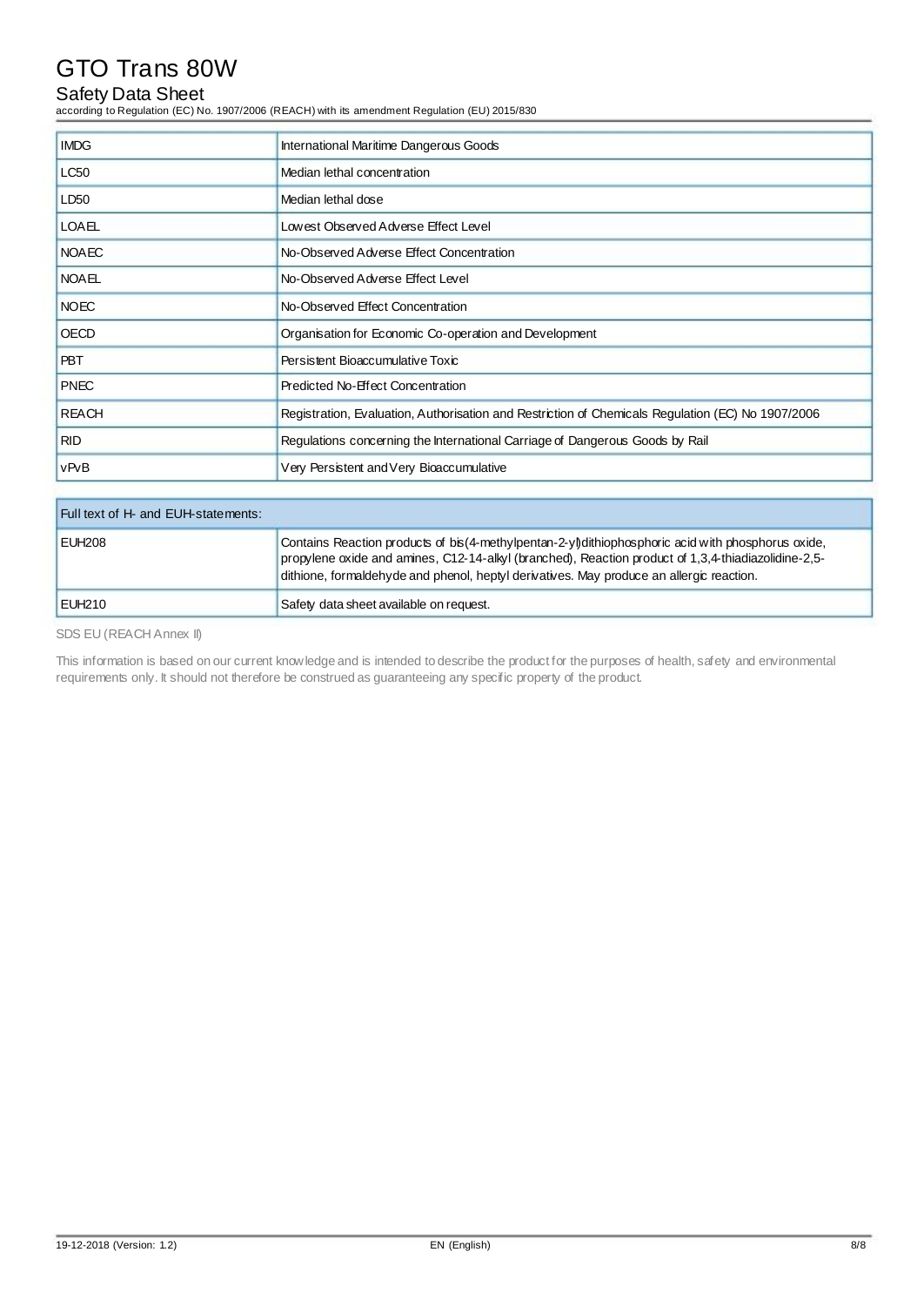| | |
|---|---|
| IMDG | International Maritime Dangerous Goods |
| LC50 | Median lethal concentration |
| LD50 | Median lethal dose |
| LOAEL | Lowest Observed Adverse Effect Level |
| NOAEC | No-Observed Adverse Effect Concentration |
| NOAEL | No-Observed Adverse Effect Level |
| NOEC | No-Observed Effect Concentration |
| OECD | Organisation for Economic Co-operation and Development |
| PBT | Persistent Bioaccumulative Toxic |
| PNEC | Predicted No-Effect Concentration |
| REACH | Registration, Evaluation, Authorisation and Restriction of Chemicals Regulation (EC) No 1907/2006 |
| RID | Regulations concerning the International Carriage of Dangerous Goods by Rail |
| vPvB | Very Persistent and Very Bioaccumulative |

| Full text of H- and EUH-statements: | |
|---|---|
| EUH208 | Contains Reaction products of bis(4-methylpentan-2-yl)dithiophosphoric acid with phosphorus oxide, propylene oxide and amines, C12-14-alkyl (branched), Reaction product of 1,3,4-thiadiazolidine-2,5-dithione, formaldehyde and phenol, heptyl derivatives. May produce an allergic reaction. |
| EUH210 | Safety data sheet available on request. |

SDS EU (REACH Annex II)

This information is based on our current knowledge and is intended to describe the product for the purposes of health, safety and environmental requirements only. It should not therefore be construed as guaranteeing any specific property of the product.